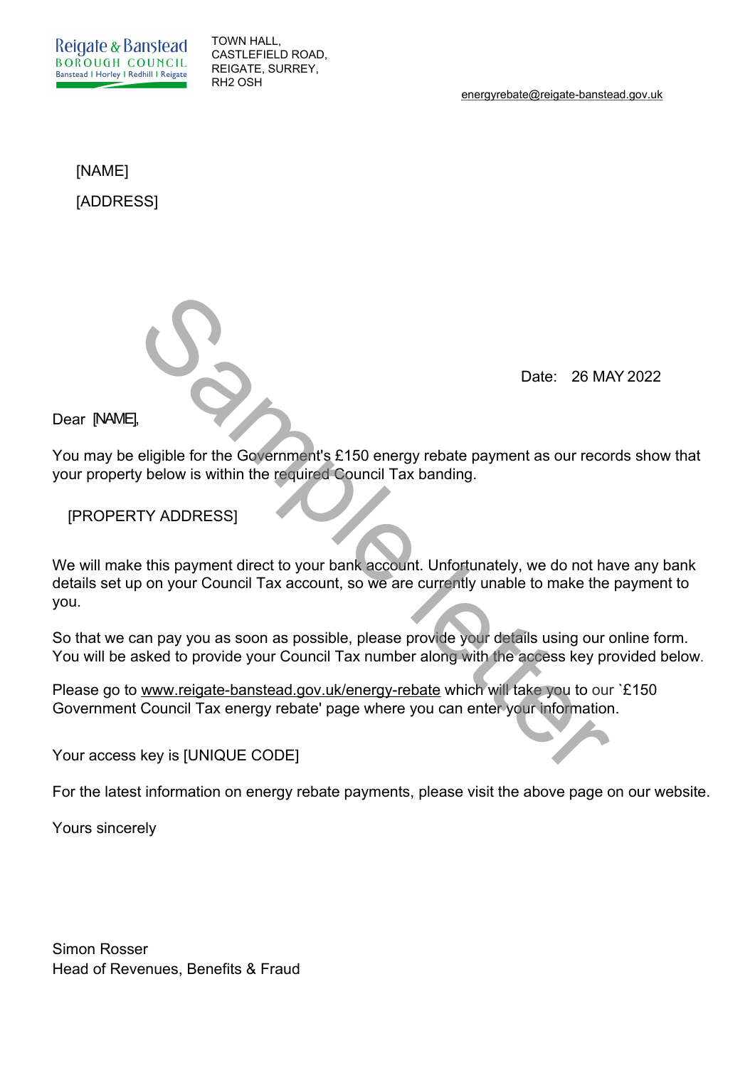Reigate & Banstead
BOROUGH COUNCIL
Banstead | Horley | Redhill | Reigate

TOWN HALL,
CASTLEFIELD ROAD,
REIGATE, SURREY,
RH2 OSH

energyrebate@reigate-banstead.gov.uk

[NAME]

[ADDRESS]

Sample letter

Date: 26 MAY 2022

Dear [NAME],

You may be eligible for the Government's £150 energy rebate payment as our records show that your property below is within the required Council Tax banding.

[PROPERTY ADDRESS]

We will make this payment direct to your bank account. Unfortunately, we do not have any bank details set up on your Council Tax account, so we are currently unable to make the payment to you.

So that we can pay you as soon as possible, please provide your details using our online form. You will be asked to provide your Council Tax number along with the access key provided below.

Please go to www.reigate-banstead.gov.uk/energy-rebate which will take you to our `£150 Government Council Tax energy rebate' page where you can enter your information.

Your access key is [UNIQUE CODE]

For the latest information on energy rebate payments, please visit the above page on our website.

Yours sincerely

Simon Rosser
Head of Revenues, Benefits & Fraud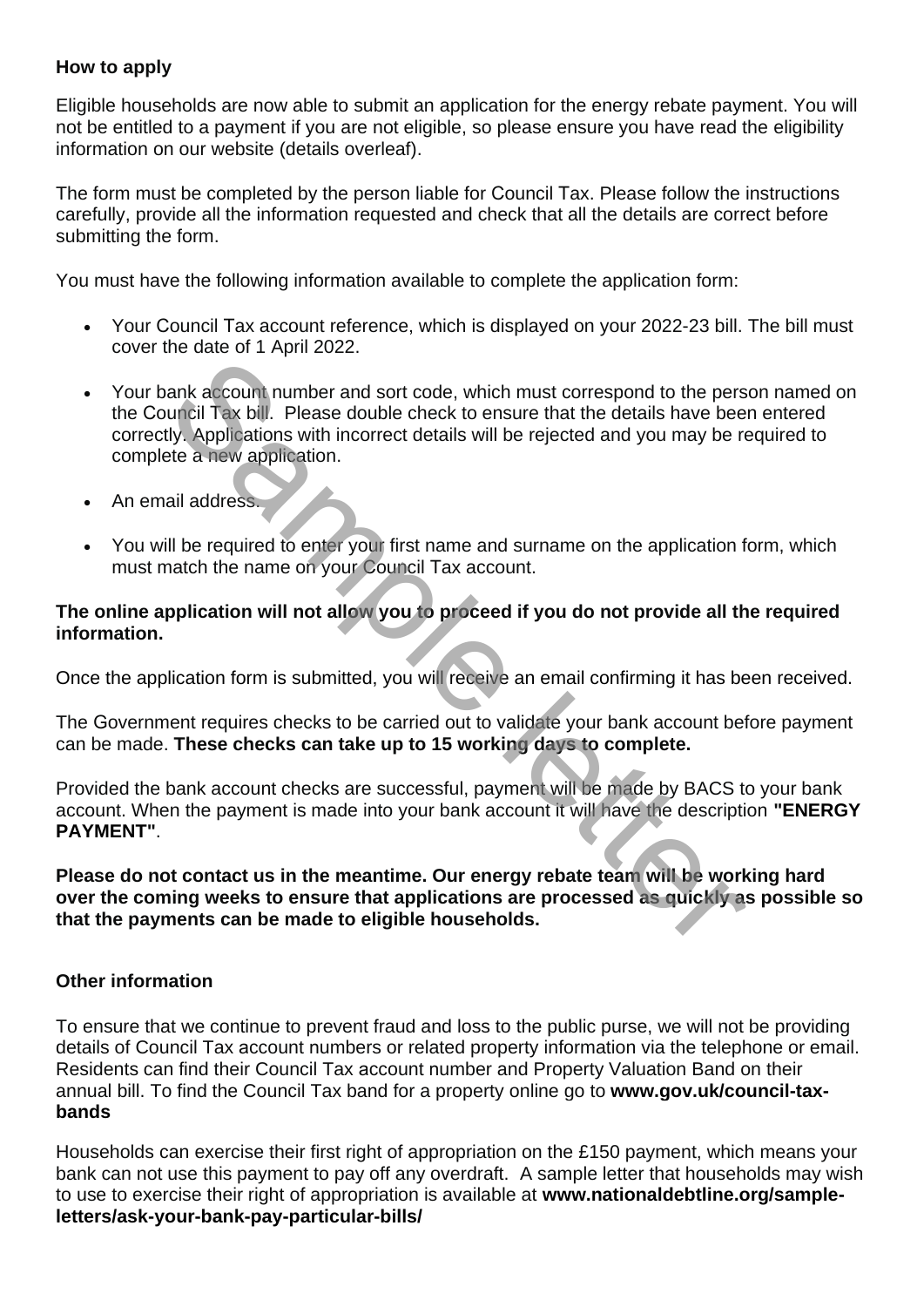## How to apply

Eligible households are now able to submit an application for the energy rebate payment. You will not be entitled to a payment if you are not eligible, so please ensure you have read the eligibility information on our website (details overleaf).

The form must be completed by the person liable for Council Tax. Please follow the instructions carefully, provide all the information requested and check that all the details are correct before submitting the form.

You must have the following information available to complete the application form:

- Your Council Tax account reference, which is displayed on your 2022-23 bill. The bill must cover the date of 1 April 2022.
- Your bank account number and sort code, which must correspond to the person named on the Council Tax bill. Please double check to ensure that the details have been entered correctly. Applications with incorrect details will be rejected and you may be required to complete a new application.
- An email address.
- You will be required to enter your first name and surname on the application form, which must match the name on your Council Tax account.

**The online application will not allow you to proceed if you do not provide all the required information.**

Once the application form is submitted, you will receive an email confirming it has been received.

The Government requires checks to be carried out to validate your bank account before payment can be made. **These checks can take up to 15 working days to complete.**

Provided the bank account checks are successful, payment will be made by BACS to your bank account. When the payment is made into your bank account it will have the description **"ENERGY PAYMENT"**.

**Please do not contact us in the meantime. Our energy rebate team will be working hard over the coming weeks to ensure that applications are processed as quickly as possible so that the payments can be made to eligible households.**

## Other information

To ensure that we continue to prevent fraud and loss to the public purse, we will not be providing details of Council Tax account numbers or related property information via the telephone or email. Residents can find their Council Tax account number and Property Valuation Band on their annual bill. To find the Council Tax band for a property online go to **www.gov.uk/council-tax-bands**

Households can exercise their first right of appropriation on the £150 payment, which means your bank can not use this payment to pay off any overdraft. A sample letter that households may wish to use to exercise their right of appropriation is available at **www.nationaldebtline.org/sample-letters/ask-your-bank-pay-particular-bills/**